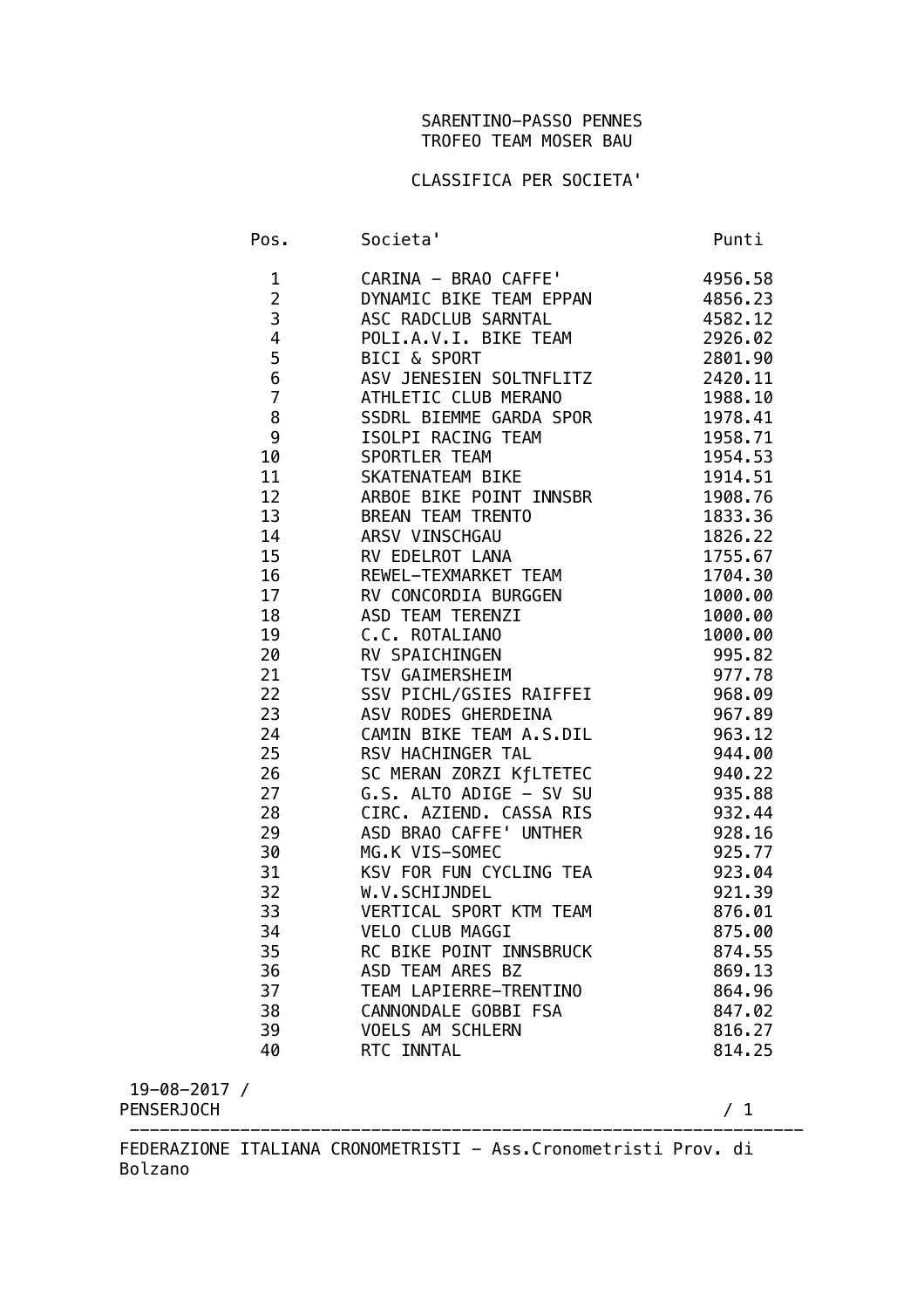# SARENTINO-PASSO PENNES

## TROFEO TEAM MOSER BAU

### CLASSIFICA PER SOCIETA'

| Pos. | Societa' | Punti |
|---|---|---|
| 1 | CARINA - BRAO CAFFE' | 4956.58 |
| 2 | DYNAMIC BIKE TEAM EPPAN | 4856.23 |
| 3 | ASC RADCLUB SARNTAL | 4582.12 |
| 4 | POLI.A.V.I. BIKE TEAM | 2926.02 |
| 5 | BICI & SPORT | 2801.90 |
| 6 | ASV JENESIEN SOLTNFLITZ | 2420.11 |
| 7 | ATHLETIC CLUB MERANO | 1988.10 |
| 8 | SSDRL BIEMME GARDA SPOR | 1978.41 |
| 9 | ISOLPI RACING TEAM | 1958.71 |
| 10 | SPORTLER TEAM | 1954.53 |
| 11 | SKATENATEAM BIKE | 1914.51 |
| 12 | ARBOE BIKE POINT INNSBR | 1908.76 |
| 13 | BREAN TEAM TRENTO | 1833.36 |
| 14 | ARSV VINSCHGAU | 1826.22 |
| 15 | RV EDELROT LANA | 1755.67 |
| 16 | REWEL-TEXMARKET TEAM | 1704.30 |
| 17 | RV CONCORDIA BURGGEN | 1000.00 |
| 18 | ASD TEAM TERENZI | 1000.00 |
| 19 | C.C. ROTALIANO | 1000.00 |
| 20 | RV SPAICHINGEN | 995.82 |
| 21 | TSV GAIMERSHEIM | 977.78 |
| 22 | SSV PICHL/GSIES RAIFFEI | 968.09 |
| 23 | ASV RODES GHERDEINA | 967.89 |
| 24 | CAMIN BIKE TEAM A.S.DIL | 963.12 |
| 25 | RSV HACHINGER TAL | 944.00 |
| 26 | SC MERAN ZORZI KƒLTETEC | 940.22 |
| 27 | G.S. ALTO ADIGE - SV SU | 935.88 |
| 28 | CIRC. AZIEND. CASSA RIS | 932.44 |
| 29 | ASD BRAO CAFFE' UNTHER | 928.16 |
| 30 | MG.K VIS-SOMEC | 925.77 |
| 31 | KSV FOR FUN CYCLING TEA | 923.04 |
| 32 | W.V.SCHIJNDEL | 921.39 |
| 33 | VERTICAL SPORT KTM TEAM | 876.01 |
| 34 | VELO CLUB MAGGI | 875.00 |
| 35 | RC BIKE POINT INNSBRUCK | 874.55 |
| 36 | ASD TEAM ARES BZ | 869.13 |
| 37 | TEAM LAPIERRE-TRENTINO | 864.96 |
| 38 | CANNONDALE GOBBI FSA | 847.02 |
| 39 | VOELS AM SCHLERN | 816.27 |
| 40 | RTC INNTAL | 814.25 |

19-08-2017 /
PENSERJOCH

FEDERAZIONE ITALIANA CRONOMETRISTI - Ass.Cronometristi Prov. di Bolzano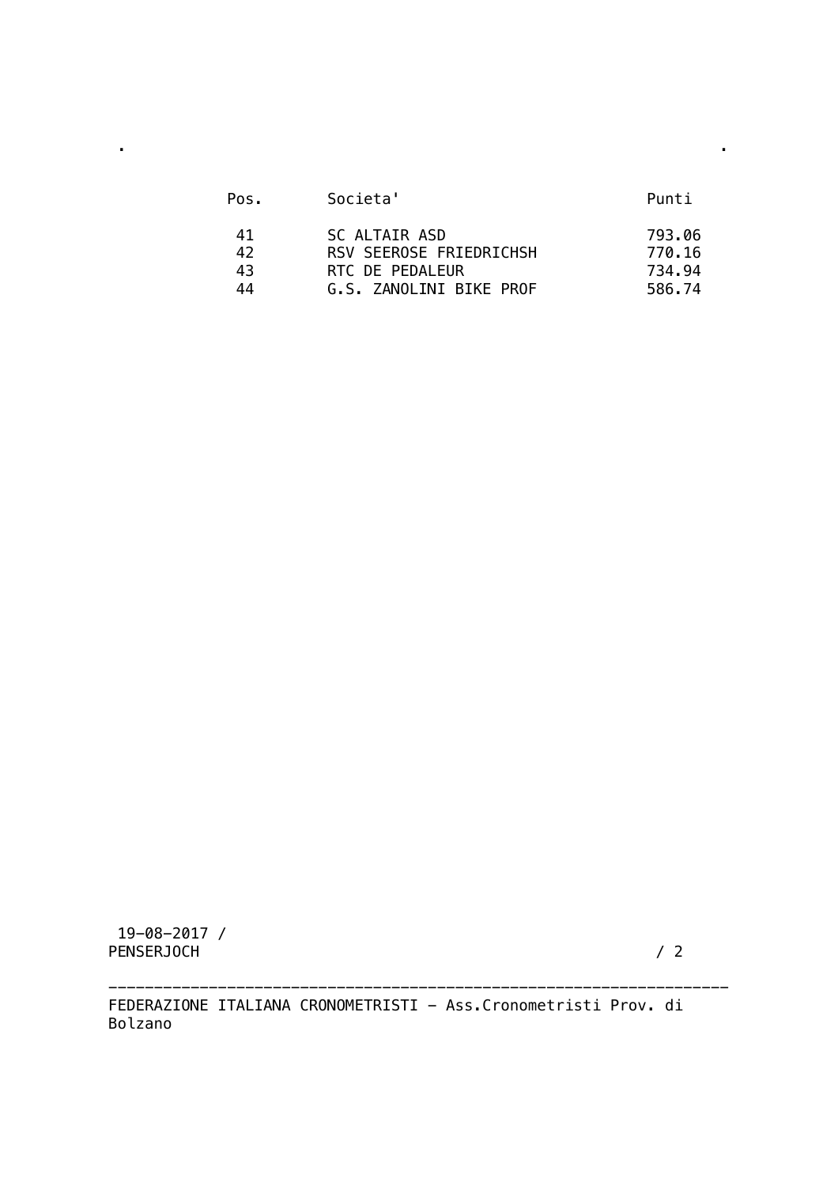| Pos. | Societa' | Punti |
|---|---|---|
| 41 | SC ALTAIR ASD | 793.06 |
| 42 | RSV SEEROSE FRIEDRICHSH | 770.16 |
| 43 | RTC DE PEDALEUR | 734.94 |
| 44 | G.S. ZANOLINI BIKE PROF | 586.74 |

19-08-2017 /
PENSERJOCH

FEDERAZIONE ITALIANA CRONOMETRISTI - Ass.Cronometristi Prov. di Bolzano